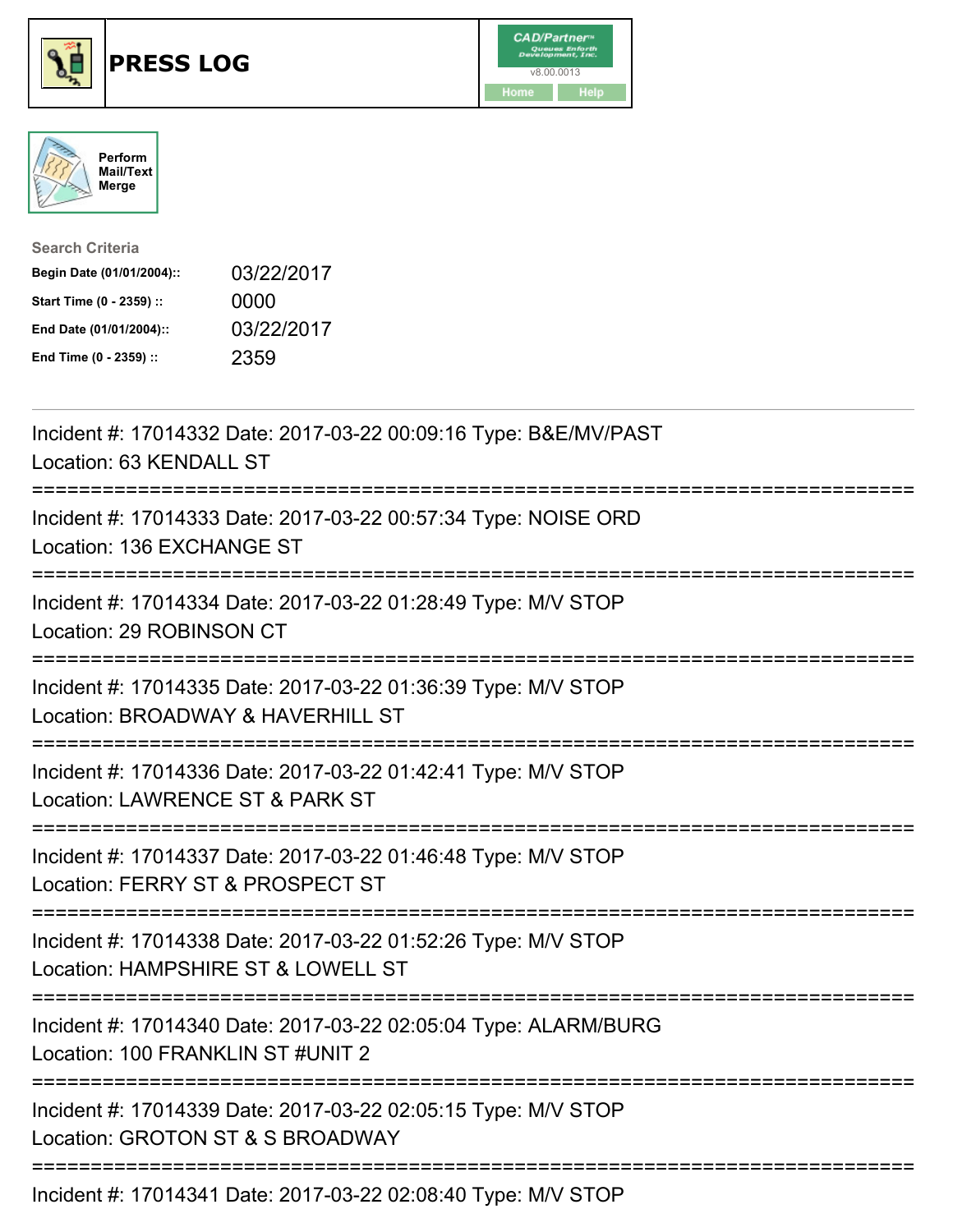# PRESS LOG

CAD/Partner™ v8.00.0013

Home Help

Perform Mail/Text Merge

**Search Criteria**

| | |
|---|---|
| **Begin Date (01/01/2004)::** | 03/22/2017 |
| **Start Time (0 - 2359) ::** | 0000 |
| **End Date (01/01/2004)::** | 03/22/2017 |
| **End Time (0 - 2359) ::** | 2359 |

---

Incident #: 17014332 Date: 2017-03-22 00:09:16 Type: B&E/MV/PAST
Location: 63 KENDALL ST

===========================================================================

Incident #: 17014333 Date: 2017-03-22 00:57:34 Type: NOISE ORD
Location: 136 EXCHANGE ST

===========================================================================

Incident #: 17014334 Date: 2017-03-22 01:28:49 Type: M/V STOP
Location: 29 ROBINSON CT

===========================================================================

Incident #: 17014335 Date: 2017-03-22 01:36:39 Type: M/V STOP
Location: BROADWAY & HAVERHILL ST

===========================================================================

Incident #: 17014336 Date: 2017-03-22 01:42:41 Type: M/V STOP
Location: LAWRENCE ST & PARK ST

===========================================================================

Incident #: 17014337 Date: 2017-03-22 01:46:48 Type: M/V STOP
Location: FERRY ST & PROSPECT ST

===========================================================================

Incident #: 17014338 Date: 2017-03-22 01:52:26 Type: M/V STOP
Location: HAMPSHIRE ST & LOWELL ST

===========================================================================

Incident #: 17014340 Date: 2017-03-22 02:05:04 Type: ALARM/BURG
Location: 100 FRANKLIN ST #UNIT 2

===========================================================================

Incident #: 17014339 Date: 2017-03-22 02:05:15 Type: M/V STOP
Location: GROTON ST & S BROADWAY

===========================================================================

Incident #: 17014341 Date: 2017-03-22 02:08:40 Type: M/V STOP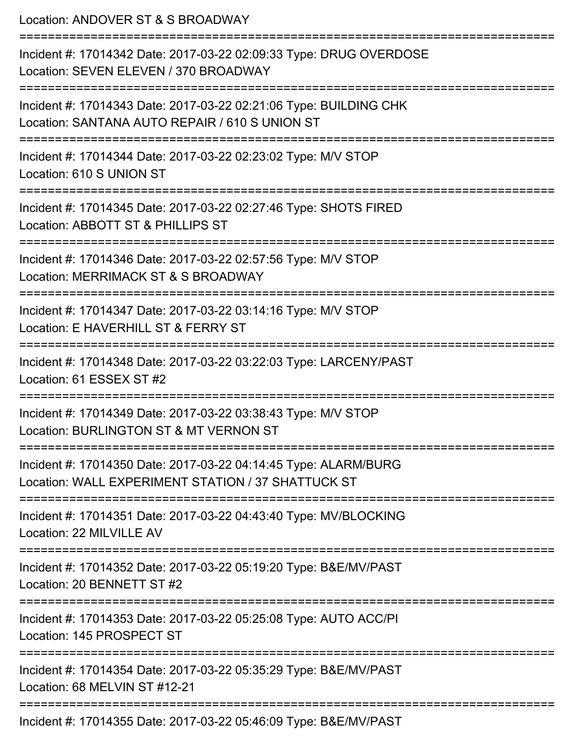Location: ANDOVER ST & S BROADWAY

===========================================================================

Incident #: 17014342 Date: 2017-03-22 02:09:33 Type: DRUG OVERDOSE
Location: SEVEN ELEVEN / 370 BROADWAY

===========================================================================

Incident #: 17014343 Date: 2017-03-22 02:21:06 Type: BUILDING CHK
Location: SANTANA AUTO REPAIR / 610 S UNION ST

===========================================================================

Incident #: 17014344 Date: 2017-03-22 02:23:02 Type: M/V STOP
Location: 610 S UNION ST

===========================================================================

Incident #: 17014345 Date: 2017-03-22 02:27:46 Type: SHOTS FIRED
Location: ABBOTT ST & PHILLIPS ST

===========================================================================

Incident #: 17014346 Date: 2017-03-22 02:57:56 Type: M/V STOP
Location: MERRIMACK ST & S BROADWAY

===========================================================================

Incident #: 17014347 Date: 2017-03-22 03:14:16 Type: M/V STOP
Location: E HAVERHILL ST & FERRY ST

===========================================================================

Incident #: 17014348 Date: 2017-03-22 03:22:03 Type: LARCENY/PAST
Location: 61 ESSEX ST #2

===========================================================================

Incident #: 17014349 Date: 2017-03-22 03:38:43 Type: M/V STOP
Location: BURLINGTON ST & MT VERNON ST

===========================================================================

Incident #: 17014350 Date: 2017-03-22 04:14:45 Type: ALARM/BURG
Location: WALL EXPERIMENT STATION / 37 SHATTUCK ST

===========================================================================

Incident #: 17014351 Date: 2017-03-22 04:43:40 Type: MV/BLOCKING
Location: 22 MILVILLE AV

===========================================================================

Incident #: 17014352 Date: 2017-03-22 05:19:20 Type: B&E/MV/PAST
Location: 20 BENNETT ST #2

===========================================================================

Incident #: 17014353 Date: 2017-03-22 05:25:08 Type: AUTO ACC/PI
Location: 145 PROSPECT ST

===========================================================================

Incident #: 17014354 Date: 2017-03-22 05:35:29 Type: B&E/MV/PAST
Location: 68 MELVIN ST #12-21

===========================================================================

Incident #: 17014355 Date: 2017-03-22 05:46:09 Type: B&E/MV/PAST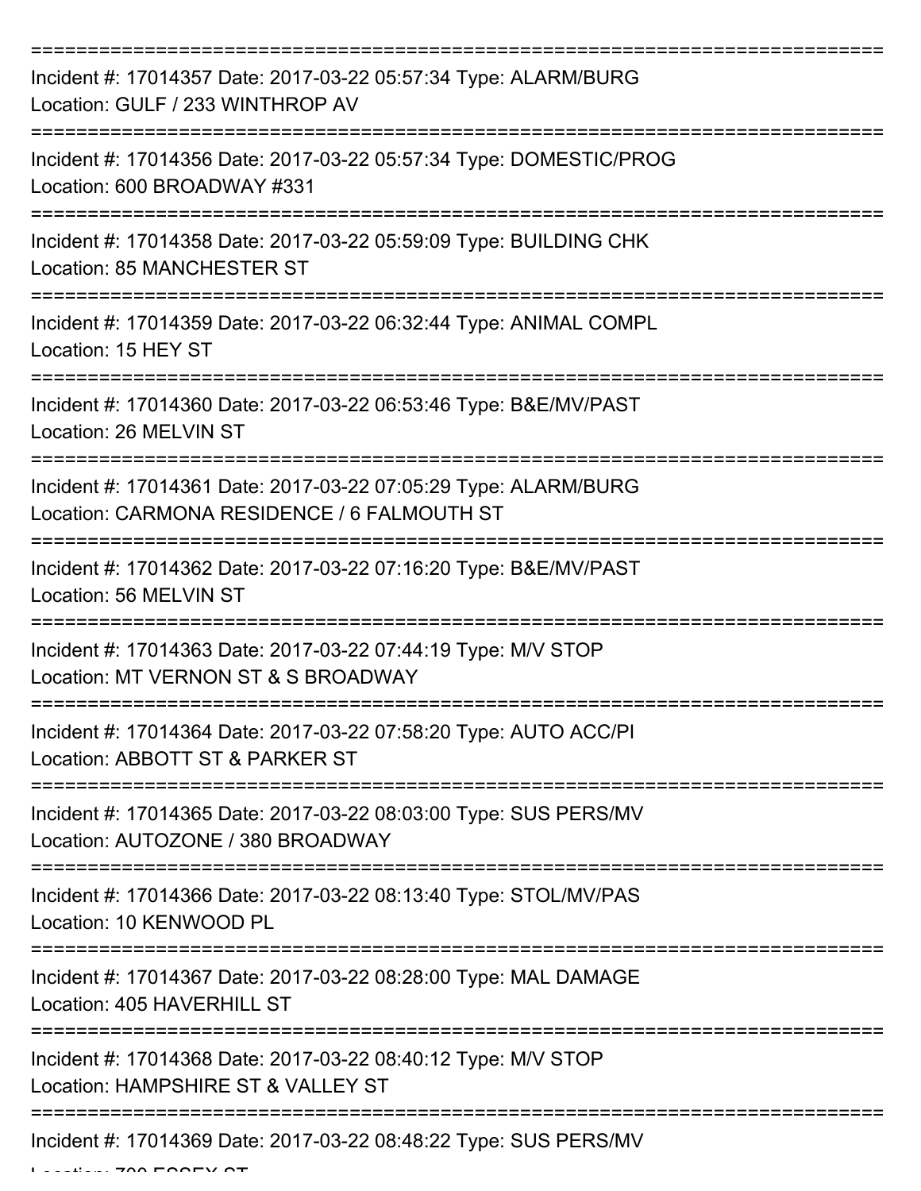===========================================================================

Incident #: 17014357 Date: 2017-03-22 05:57:34 Type: ALARM/BURG
Location: GULF / 233 WINTHROP AV

===========================================================================

Incident #: 17014356 Date: 2017-03-22 05:57:34 Type: DOMESTIC/PROG
Location: 600 BROADWAY #331

===========================================================================

Incident #: 17014358 Date: 2017-03-22 05:59:09 Type: BUILDING CHK
Location: 85 MANCHESTER ST

===========================================================================

Incident #: 17014359 Date: 2017-03-22 06:32:44 Type: ANIMAL COMPL
Location: 15 HEY ST

===========================================================================

Incident #: 17014360 Date: 2017-03-22 06:53:46 Type: B&E/MV/PAST
Location: 26 MELVIN ST

===========================================================================

Incident #: 17014361 Date: 2017-03-22 07:05:29 Type: ALARM/BURG
Location: CARMONA RESIDENCE / 6 FALMOUTH ST

===========================================================================

Incident #: 17014362 Date: 2017-03-22 07:16:20 Type: B&E/MV/PAST
Location: 56 MELVIN ST

===========================================================================

Incident #: 17014363 Date: 2017-03-22 07:44:19 Type: M/V STOP
Location: MT VERNON ST & S BROADWAY

===========================================================================

Incident #: 17014364 Date: 2017-03-22 07:58:20 Type: AUTO ACC/PI
Location: ABBOTT ST & PARKER ST

===========================================================================

Incident #: 17014365 Date: 2017-03-22 08:03:00 Type: SUS PERS/MV
Location: AUTOZONE / 380 BROADWAY

===========================================================================

Incident #: 17014366 Date: 2017-03-22 08:13:40 Type: STOL/MV/PAS
Location: 10 KENWOOD PL

===========================================================================

Incident #: 17014367 Date: 2017-03-22 08:28:00 Type: MAL DAMAGE
Location: 405 HAVERHILL ST

===========================================================================

Incident #: 17014368 Date: 2017-03-22 08:40:12 Type: M/V STOP
Location: HAMPSHIRE ST & VALLEY ST

===========================================================================

Incident #: 17014369 Date: 2017-03-22 08:48:22 Type: SUS PERS/MV
Location: 700 ESSEX ST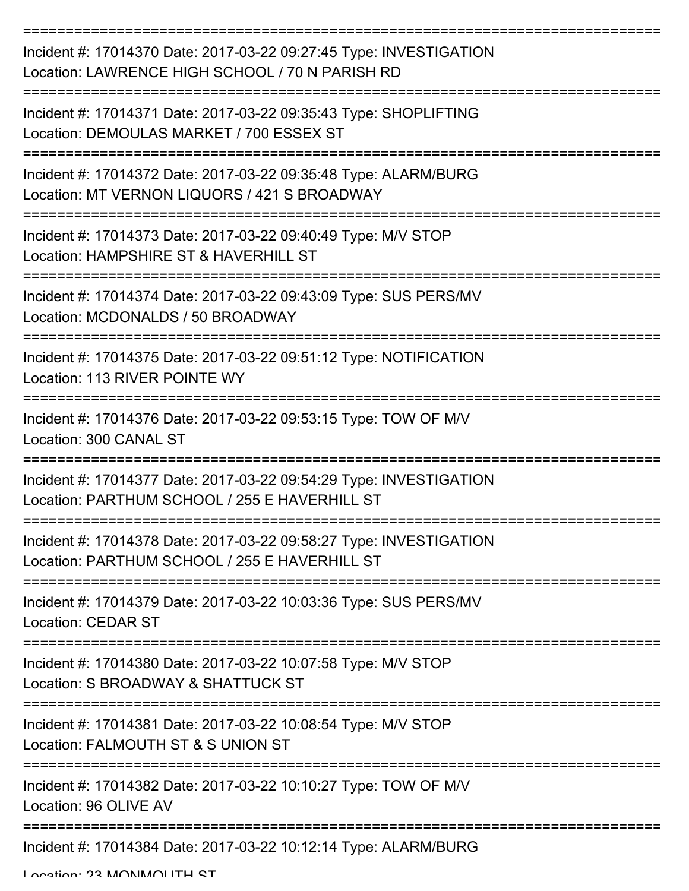===========================================================================
Incident #: 17014370 Date: 2017-03-22 09:27:45 Type: INVESTIGATION
Location: LAWRENCE HIGH SCHOOL / 70 N PARISH RD
===========================================================================
Incident #: 17014371 Date: 2017-03-22 09:35:43 Type: SHOPLIFTING
Location: DEMOULAS MARKET / 700 ESSEX ST
===========================================================================
Incident #: 17014372 Date: 2017-03-22 09:35:48 Type: ALARM/BURG
Location: MT VERNON LIQUORS / 421 S BROADWAY
===========================================================================
Incident #: 17014373 Date: 2017-03-22 09:40:49 Type: M/V STOP
Location: HAMPSHIRE ST & HAVERHILL ST
===========================================================================
Incident #: 17014374 Date: 2017-03-22 09:43:09 Type: SUS PERS/MV
Location: MCDONALDS / 50 BROADWAY
===========================================================================
Incident #: 17014375 Date: 2017-03-22 09:51:12 Type: NOTIFICATION
Location: 113 RIVER POINTE WY
===========================================================================
Incident #: 17014376 Date: 2017-03-22 09:53:15 Type: TOW OF M/V
Location: 300 CANAL ST
===========================================================================
Incident #: 17014377 Date: 2017-03-22 09:54:29 Type: INVESTIGATION
Location: PARTHUM SCHOOL / 255 E HAVERHILL ST
===========================================================================
Incident #: 17014378 Date: 2017-03-22 09:58:27 Type: INVESTIGATION
Location: PARTHUM SCHOOL / 255 E HAVERHILL ST
===========================================================================
Incident #: 17014379 Date: 2017-03-22 10:03:36 Type: SUS PERS/MV
Location: CEDAR ST
===========================================================================
Incident #: 17014380 Date: 2017-03-22 10:07:58 Type: M/V STOP
Location: S BROADWAY & SHATTUCK ST
===========================================================================
Incident #: 17014381 Date: 2017-03-22 10:08:54 Type: M/V STOP
Location: FALMOUTH ST & S UNION ST
===========================================================================
Incident #: 17014382 Date: 2017-03-22 10:10:27 Type: TOW OF M/V
Location: 96 OLIVE AV
===========================================================================
Incident #: 17014384 Date: 2017-03-22 10:12:14 Type: ALARM/BURG
Location: 23 MONMOUTH ST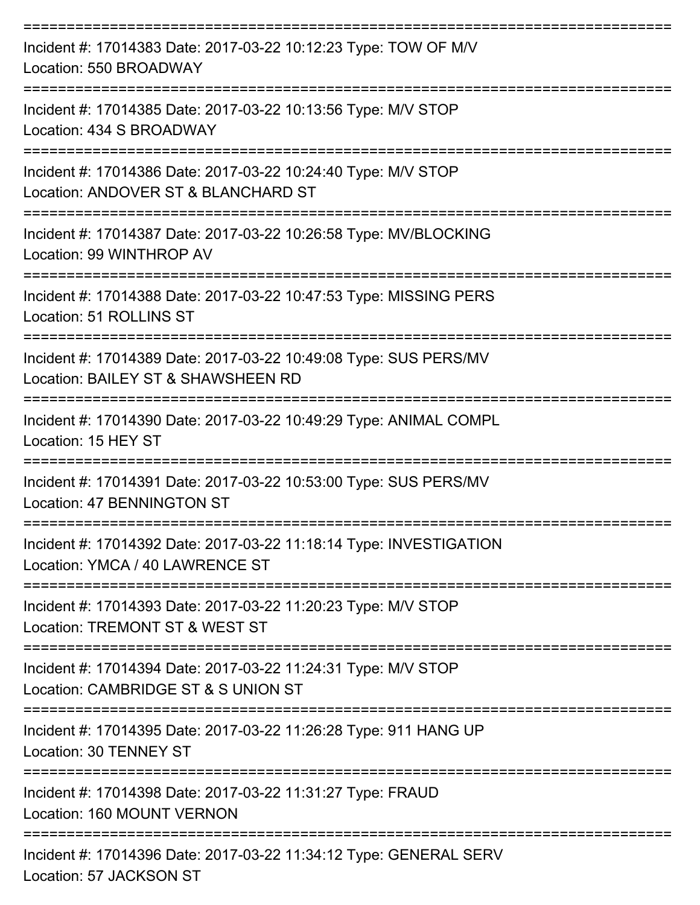===========================================================================
Incident #: 17014383 Date: 2017-03-22 10:12:23 Type: TOW OF M/V
Location: 550 BROADWAY
===========================================================================
Incident #: 17014385 Date: 2017-03-22 10:13:56 Type: M/V STOP
Location: 434 S BROADWAY
===========================================================================
Incident #: 17014386 Date: 2017-03-22 10:24:40 Type: M/V STOP
Location: ANDOVER ST & BLANCHARD ST
===========================================================================
Incident #: 17014387 Date: 2017-03-22 10:26:58 Type: MV/BLOCKING
Location: 99 WINTHROP AV
===========================================================================
Incident #: 17014388 Date: 2017-03-22 10:47:53 Type: MISSING PERS
Location: 51 ROLLINS ST
===========================================================================
Incident #: 17014389 Date: 2017-03-22 10:49:08 Type: SUS PERS/MV
Location: BAILEY ST & SHAWSHEEN RD
===========================================================================
Incident #: 17014390 Date: 2017-03-22 10:49:29 Type: ANIMAL COMPL
Location: 15 HEY ST
===========================================================================
Incident #: 17014391 Date: 2017-03-22 10:53:00 Type: SUS PERS/MV
Location: 47 BENNINGTON ST
===========================================================================
Incident #: 17014392 Date: 2017-03-22 11:18:14 Type: INVESTIGATION
Location: YMCA / 40 LAWRENCE ST
===========================================================================
Incident #: 17014393 Date: 2017-03-22 11:20:23 Type: M/V STOP
Location: TREMONT ST & WEST ST
===========================================================================
Incident #: 17014394 Date: 2017-03-22 11:24:31 Type: M/V STOP
Location: CAMBRIDGE ST & S UNION ST
===========================================================================
Incident #: 17014395 Date: 2017-03-22 11:26:28 Type: 911 HANG UP
Location: 30 TENNEY ST
===========================================================================
Incident #: 17014398 Date: 2017-03-22 11:31:27 Type: FRAUD
Location: 160 MOUNT VERNON
===========================================================================
Incident #: 17014396 Date: 2017-03-22 11:34:12 Type: GENERAL SERV
Location: 57 JACKSON ST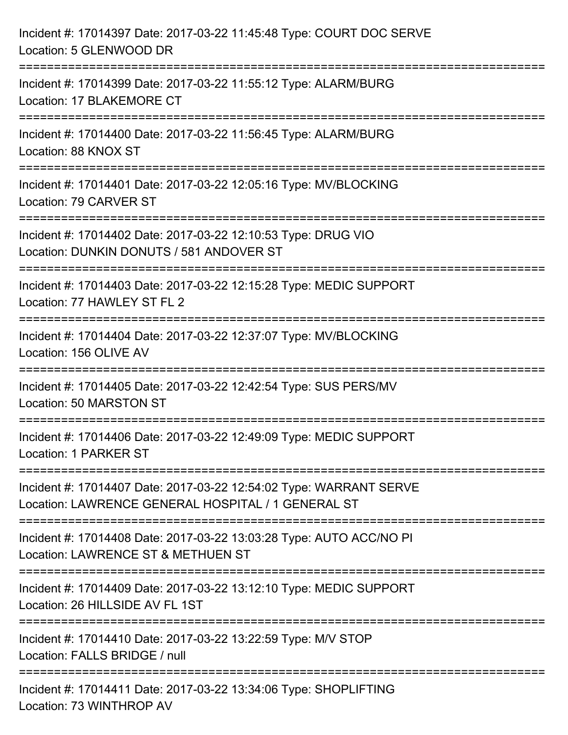Incident #: 17014397 Date: 2017-03-22 11:45:48 Type: COURT DOC SERVE
Location: 5 GLENWOOD DR

===========================================================================

Incident #: 17014399 Date: 2017-03-22 11:55:12 Type: ALARM/BURG
Location: 17 BLAKEMORE CT

===========================================================================

Incident #: 17014400 Date: 2017-03-22 11:56:45 Type: ALARM/BURG
Location: 88 KNOX ST

===========================================================================

Incident #: 17014401 Date: 2017-03-22 12:05:16 Type: MV/BLOCKING
Location: 79 CARVER ST

===========================================================================

Incident #: 17014402 Date: 2017-03-22 12:10:53 Type: DRUG VIO
Location: DUNKIN DONUTS / 581 ANDOVER ST

===========================================================================

Incident #: 17014403 Date: 2017-03-22 12:15:28 Type: MEDIC SUPPORT
Location: 77 HAWLEY ST FL 2

===========================================================================

Incident #: 17014404 Date: 2017-03-22 12:37:07 Type: MV/BLOCKING
Location: 156 OLIVE AV

===========================================================================

Incident #: 17014405 Date: 2017-03-22 12:42:54 Type: SUS PERS/MV
Location: 50 MARSTON ST

===========================================================================

Incident #: 17014406 Date: 2017-03-22 12:49:09 Type: MEDIC SUPPORT
Location: 1 PARKER ST

===========================================================================

Incident #: 17014407 Date: 2017-03-22 12:54:02 Type: WARRANT SERVE
Location: LAWRENCE GENERAL HOSPITAL / 1 GENERAL ST

===========================================================================

Incident #: 17014408 Date: 2017-03-22 13:03:28 Type: AUTO ACC/NO PI
Location: LAWRENCE ST & METHUEN ST

===========================================================================

Incident #: 17014409 Date: 2017-03-22 13:12:10 Type: MEDIC SUPPORT
Location: 26 HILLSIDE AV FL 1ST

===========================================================================

Incident #: 17014410 Date: 2017-03-22 13:22:59 Type: M/V STOP
Location: FALLS BRIDGE / null

===========================================================================

Incident #: 17014411 Date: 2017-03-22 13:34:06 Type: SHOPLIFTING
Location: 73 WINTHROP AV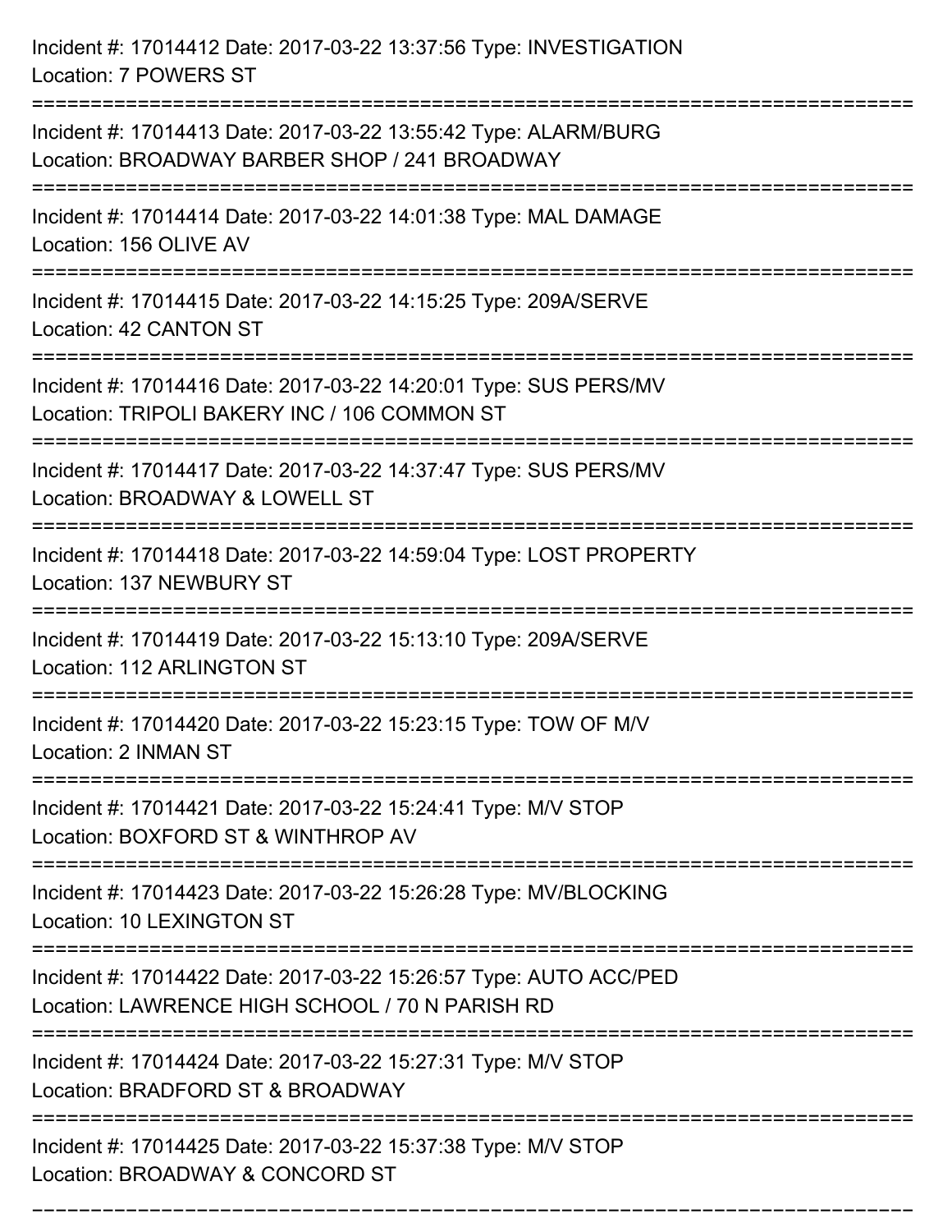Incident #: 17014412 Date: 2017-03-22 13:37:56 Type: INVESTIGATION
Location: 7 POWERS ST

===========================================================================

Incident #: 17014413 Date: 2017-03-22 13:55:42 Type: ALARM/BURG
Location: BROADWAY BARBER SHOP / 241 BROADWAY

===========================================================================

Incident #: 17014414 Date: 2017-03-22 14:01:38 Type: MAL DAMAGE
Location: 156 OLIVE AV

===========================================================================

Incident #: 17014415 Date: 2017-03-22 14:15:25 Type: 209A/SERVE
Location: 42 CANTON ST

===========================================================================

Incident #: 17014416 Date: 2017-03-22 14:20:01 Type: SUS PERS/MV
Location: TRIPOLI BAKERY INC / 106 COMMON ST

===========================================================================

Incident #: 17014417 Date: 2017-03-22 14:37:47 Type: SUS PERS/MV
Location: BROADWAY & LOWELL ST

===========================================================================

Incident #: 17014418 Date: 2017-03-22 14:59:04 Type: LOST PROPERTY
Location: 137 NEWBURY ST

===========================================================================

Incident #: 17014419 Date: 2017-03-22 15:13:10 Type: 209A/SERVE
Location: 112 ARLINGTON ST

===========================================================================

Incident #: 17014420 Date: 2017-03-22 15:23:15 Type: TOW OF M/V
Location: 2 INMAN ST

===========================================================================

Incident #: 17014421 Date: 2017-03-22 15:24:41 Type: M/V STOP
Location: BOXFORD ST & WINTHROP AV

===========================================================================

Incident #: 17014423 Date: 2017-03-22 15:26:28 Type: MV/BLOCKING
Location: 10 LEXINGTON ST

===========================================================================

Incident #: 17014422 Date: 2017-03-22 15:26:57 Type: AUTO ACC/PED
Location: LAWRENCE HIGH SCHOOL / 70 N PARISH RD

===========================================================================

Incident #: 17014424 Date: 2017-03-22 15:27:31 Type: M/V STOP
Location: BRADFORD ST & BROADWAY

===========================================================================

Incident #: 17014425 Date: 2017-03-22 15:37:38 Type: M/V STOP
Location: BROADWAY & CONCORD ST

===========================================================================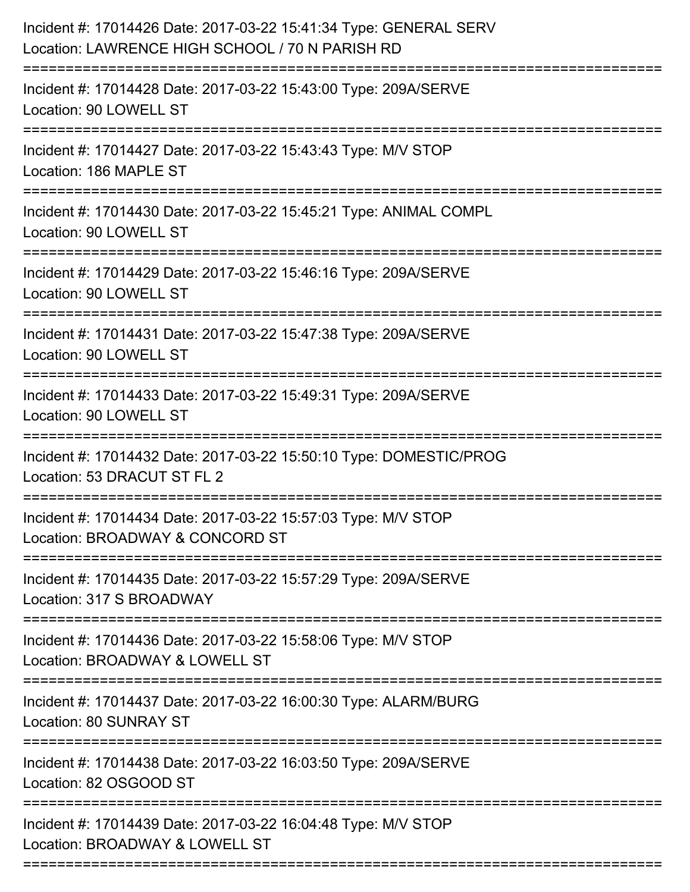Incident #: 17014426 Date: 2017-03-22 15:41:34 Type: GENERAL SERV
Location: LAWRENCE HIGH SCHOOL / 70 N PARISH RD

===========================================================================

Incident #: 17014428 Date: 2017-03-22 15:43:00 Type: 209A/SERVE
Location: 90 LOWELL ST

===========================================================================

Incident #: 17014427 Date: 2017-03-22 15:43:43 Type: M/V STOP
Location: 186 MAPLE ST

===========================================================================

Incident #: 17014430 Date: 2017-03-22 15:45:21 Type: ANIMAL COMPL
Location: 90 LOWELL ST

===========================================================================

Incident #: 17014429 Date: 2017-03-22 15:46:16 Type: 209A/SERVE
Location: 90 LOWELL ST

===========================================================================

Incident #: 17014431 Date: 2017-03-22 15:47:38 Type: 209A/SERVE
Location: 90 LOWELL ST

===========================================================================

Incident #: 17014433 Date: 2017-03-22 15:49:31 Type: 209A/SERVE
Location: 90 LOWELL ST

===========================================================================

Incident #: 17014432 Date: 2017-03-22 15:50:10 Type: DOMESTIC/PROG
Location: 53 DRACUT ST FL 2

===========================================================================

Incident #: 17014434 Date: 2017-03-22 15:57:03 Type: M/V STOP
Location: BROADWAY & CONCORD ST

===========================================================================

Incident #: 17014435 Date: 2017-03-22 15:57:29 Type: 209A/SERVE
Location: 317 S BROADWAY

===========================================================================

Incident #: 17014436 Date: 2017-03-22 15:58:06 Type: M/V STOP
Location: BROADWAY & LOWELL ST

===========================================================================

Incident #: 17014437 Date: 2017-03-22 16:00:30 Type: ALARM/BURG
Location: 80 SUNRAY ST

===========================================================================

Incident #: 17014438 Date: 2017-03-22 16:03:50 Type: 209A/SERVE
Location: 82 OSGOOD ST

===========================================================================

Incident #: 17014439 Date: 2017-03-22 16:04:48 Type: M/V STOP
Location: BROADWAY & LOWELL ST

===========================================================================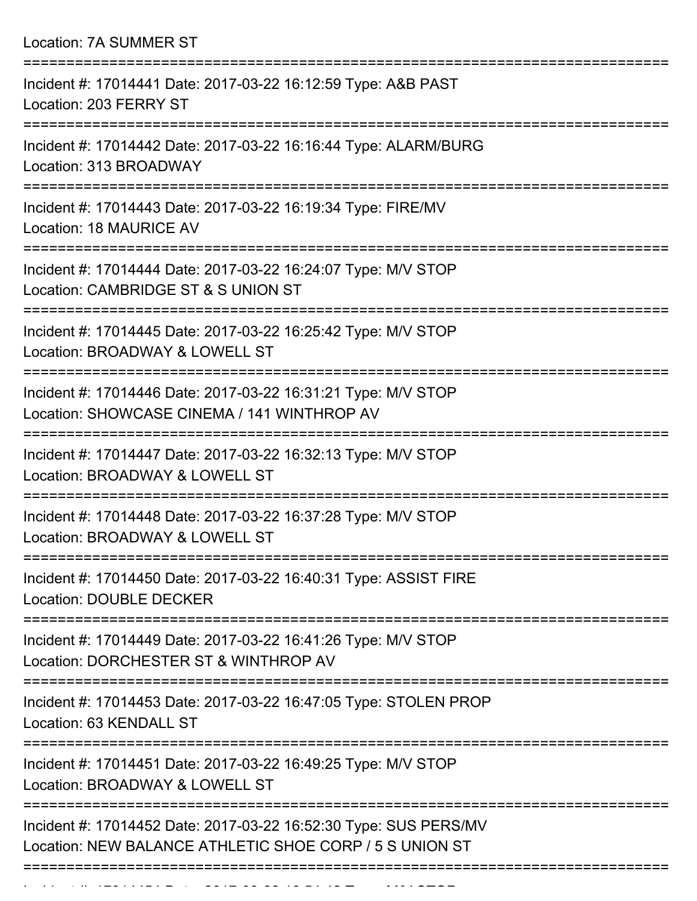Location: 7A SUMMER ST

===========================================================================

Incident #: 17014441 Date: 2017-03-22 16:12:59 Type: A&B PAST
Location: 203 FERRY ST

===========================================================================

Incident #: 17014442 Date: 2017-03-22 16:16:44 Type: ALARM/BURG
Location: 313 BROADWAY

===========================================================================

Incident #: 17014443 Date: 2017-03-22 16:19:34 Type: FIRE/MV
Location: 18 MAURICE AV

===========================================================================

Incident #: 17014444 Date: 2017-03-22 16:24:07 Type: M/V STOP
Location: CAMBRIDGE ST & S UNION ST

===========================================================================

Incident #: 17014445 Date: 2017-03-22 16:25:42 Type: M/V STOP
Location: BROADWAY & LOWELL ST

===========================================================================

Incident #: 17014446 Date: 2017-03-22 16:31:21 Type: M/V STOP
Location: SHOWCASE CINEMA / 141 WINTHROP AV

===========================================================================

Incident #: 17014447 Date: 2017-03-22 16:32:13 Type: M/V STOP
Location: BROADWAY & LOWELL ST

===========================================================================

Incident #: 17014448 Date: 2017-03-22 16:37:28 Type: M/V STOP
Location: BROADWAY & LOWELL ST

===========================================================================

Incident #: 17014450 Date: 2017-03-22 16:40:31 Type: ASSIST FIRE
Location: DOUBLE DECKER

===========================================================================

Incident #: 17014449 Date: 2017-03-22 16:41:26 Type: M/V STOP
Location: DORCHESTER ST & WINTHROP AV

===========================================================================

Incident #: 17014453 Date: 2017-03-22 16:47:05 Type: STOLEN PROP
Location: 63 KENDALL ST

===========================================================================

Incident #: 17014451 Date: 2017-03-22 16:49:25 Type: M/V STOP
Location: BROADWAY & LOWELL ST

===========================================================================

Incident #: 17014452 Date: 2017-03-22 16:52:30 Type: SUS PERS/MV
Location: NEW BALANCE ATHLETIC SHOE CORP / 5 S UNION ST

===========================================================================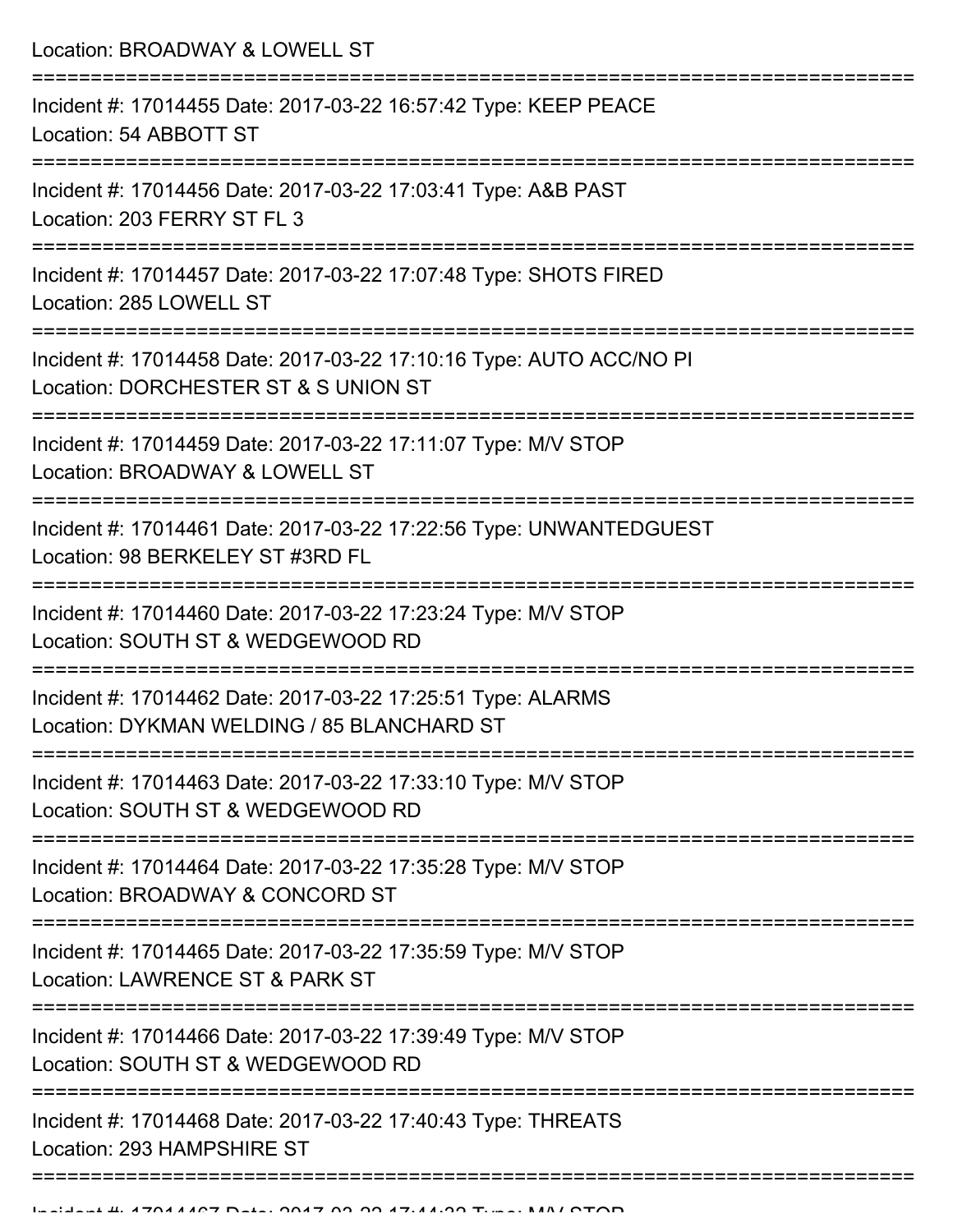Location: BROADWAY & LOWELL ST

===========================================================================

Incident #: 17014455 Date: 2017-03-22 16:57:42 Type: KEEP PEACE
Location: 54 ABBOTT ST

===========================================================================

Incident #: 17014456 Date: 2017-03-22 17:03:41 Type: A&B PAST
Location: 203 FERRY ST FL 3

===========================================================================

Incident #: 17014457 Date: 2017-03-22 17:07:48 Type: SHOTS FIRED
Location: 285 LOWELL ST

===========================================================================

Incident #: 17014458 Date: 2017-03-22 17:10:16 Type: AUTO ACC/NO PI
Location: DORCHESTER ST & S UNION ST

===========================================================================

Incident #: 17014459 Date: 2017-03-22 17:11:07 Type: M/V STOP
Location: BROADWAY & LOWELL ST

===========================================================================

Incident #: 17014461 Date: 2017-03-22 17:22:56 Type: UNWANTEDGUEST
Location: 98 BERKELEY ST #3RD FL

===========================================================================

Incident #: 17014460 Date: 2017-03-22 17:23:24 Type: M/V STOP
Location: SOUTH ST & WEDGEWOOD RD

===========================================================================

Incident #: 17014462 Date: 2017-03-22 17:25:51 Type: ALARMS
Location: DYKMAN WELDING / 85 BLANCHARD ST

===========================================================================

Incident #: 17014463 Date: 2017-03-22 17:33:10 Type: M/V STOP
Location: SOUTH ST & WEDGEWOOD RD

===========================================================================

Incident #: 17014464 Date: 2017-03-22 17:35:28 Type: M/V STOP
Location: BROADWAY & CONCORD ST

===========================================================================

Incident #: 17014465 Date: 2017-03-22 17:35:59 Type: M/V STOP
Location: LAWRENCE ST & PARK ST

===========================================================================

Incident #: 17014466 Date: 2017-03-22 17:39:49 Type: M/V STOP
Location: SOUTH ST & WEDGEWOOD RD

===========================================================================

Incident #: 17014468 Date: 2017-03-22 17:40:43 Type: THREATS
Location: 293 HAMPSHIRE ST

===========================================================================

Incident #: 17014467 Date: 2017-03-22 17:44:33 Type: M/V STOP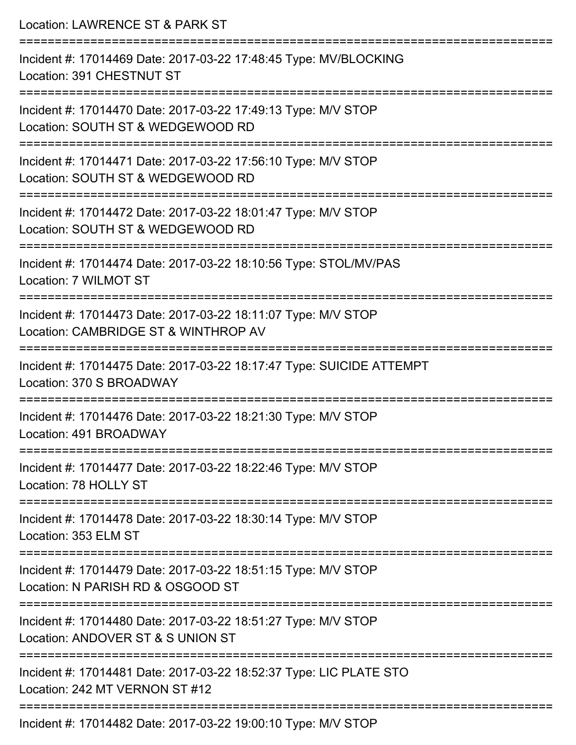Location: LAWRENCE ST & PARK ST

===========================================================================

Incident #: 17014469 Date: 2017-03-22 17:48:45 Type: MV/BLOCKING
Location: 391 CHESTNUT ST

===========================================================================

Incident #: 17014470 Date: 2017-03-22 17:49:13 Type: M/V STOP
Location: SOUTH ST & WEDGEWOOD RD

===========================================================================

Incident #: 17014471 Date: 2017-03-22 17:56:10 Type: M/V STOP
Location: SOUTH ST & WEDGEWOOD RD

===========================================================================

Incident #: 17014472 Date: 2017-03-22 18:01:47 Type: M/V STOP
Location: SOUTH ST & WEDGEWOOD RD

===========================================================================

Incident #: 17014474 Date: 2017-03-22 18:10:56 Type: STOL/MV/PAS
Location: 7 WILMOT ST

===========================================================================

Incident #: 17014473 Date: 2017-03-22 18:11:07 Type: M/V STOP
Location: CAMBRIDGE ST & WINTHROP AV

===========================================================================

Incident #: 17014475 Date: 2017-03-22 18:17:47 Type: SUICIDE ATTEMPT
Location: 370 S BROADWAY

===========================================================================

Incident #: 17014476 Date: 2017-03-22 18:21:30 Type: M/V STOP
Location: 491 BROADWAY

===========================================================================

Incident #: 17014477 Date: 2017-03-22 18:22:46 Type: M/V STOP
Location: 78 HOLLY ST

===========================================================================

Incident #: 17014478 Date: 2017-03-22 18:30:14 Type: M/V STOP
Location: 353 ELM ST

===========================================================================

Incident #: 17014479 Date: 2017-03-22 18:51:15 Type: M/V STOP
Location: N PARISH RD & OSGOOD ST

===========================================================================

Incident #: 17014480 Date: 2017-03-22 18:51:27 Type: M/V STOP
Location: ANDOVER ST & S UNION ST

===========================================================================

Incident #: 17014481 Date: 2017-03-22 18:52:37 Type: LIC PLATE STO
Location: 242 MT VERNON ST #12

===========================================================================

Incident #: 17014482 Date: 2017-03-22 19:00:10 Type: M/V STOP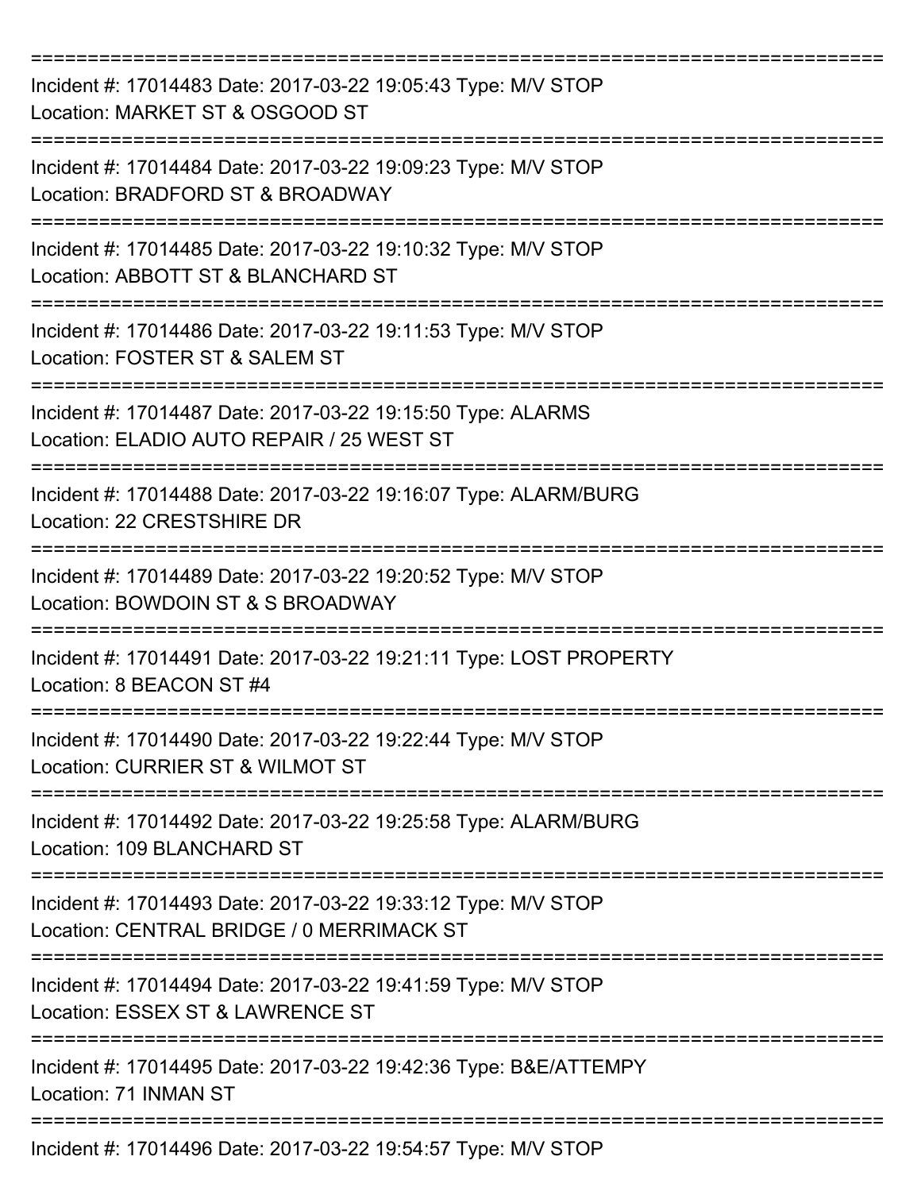===========================================================================

Incident #: 17014483 Date: 2017-03-22 19:05:43 Type: M/V STOP
Location: MARKET ST & OSGOOD ST

===========================================================================

Incident #: 17014484 Date: 2017-03-22 19:09:23 Type: M/V STOP
Location: BRADFORD ST & BROADWAY

===========================================================================

Incident #: 17014485 Date: 2017-03-22 19:10:32 Type: M/V STOP
Location: ABBOTT ST & BLANCHARD ST

===========================================================================

Incident #: 17014486 Date: 2017-03-22 19:11:53 Type: M/V STOP
Location: FOSTER ST & SALEM ST

===========================================================================

Incident #: 17014487 Date: 2017-03-22 19:15:50 Type: ALARMS
Location: ELADIO AUTO REPAIR / 25 WEST ST

===========================================================================

Incident #: 17014488 Date: 2017-03-22 19:16:07 Type: ALARM/BURG
Location: 22 CRESTSHIRE DR

===========================================================================

Incident #: 17014489 Date: 2017-03-22 19:20:52 Type: M/V STOP
Location: BOWDOIN ST & S BROADWAY

===========================================================================

Incident #: 17014491 Date: 2017-03-22 19:21:11 Type: LOST PROPERTY
Location: 8 BEACON ST #4

===========================================================================

Incident #: 17014490 Date: 2017-03-22 19:22:44 Type: M/V STOP
Location: CURRIER ST & WILMOT ST

===========================================================================

Incident #: 17014492 Date: 2017-03-22 19:25:58 Type: ALARM/BURG
Location: 109 BLANCHARD ST

===========================================================================

Incident #: 17014493 Date: 2017-03-22 19:33:12 Type: M/V STOP
Location: CENTRAL BRIDGE / 0 MERRIMACK ST

===========================================================================

Incident #: 17014494 Date: 2017-03-22 19:41:59 Type: M/V STOP
Location: ESSEX ST & LAWRENCE ST

===========================================================================

Incident #: 17014495 Date: 2017-03-22 19:42:36 Type: B&E/ATTEMPY
Location: 71 INMAN ST

===========================================================================

Incident #: 17014496 Date: 2017-03-22 19:54:57 Type: M/V STOP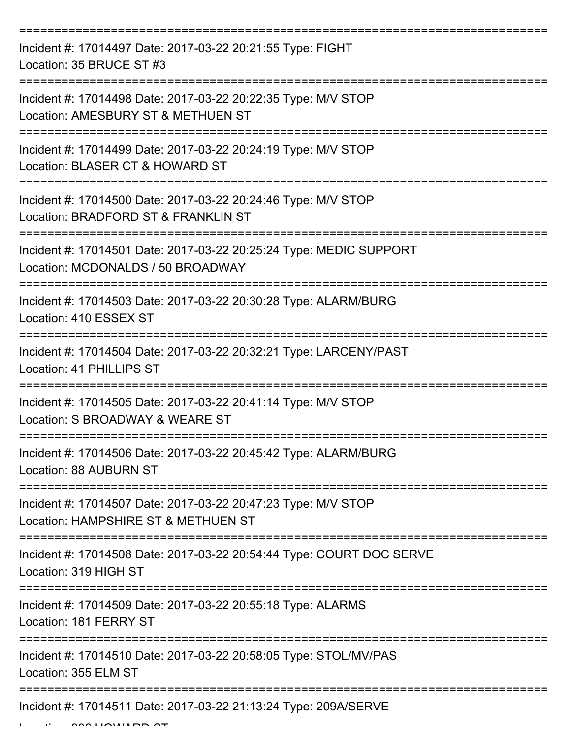===========================================================================

Incident #: 17014497 Date: 2017-03-22 20:21:55 Type: FIGHT
Location: 35 BRUCE ST #3

===========================================================================

Incident #: 17014498 Date: 2017-03-22 20:22:35 Type: M/V STOP
Location: AMESBURY ST & METHUEN ST

===========================================================================

Incident #: 17014499 Date: 2017-03-22 20:24:19 Type: M/V STOP
Location: BLASER CT & HOWARD ST

===========================================================================

Incident #: 17014500 Date: 2017-03-22 20:24:46 Type: M/V STOP
Location: BRADFORD ST & FRANKLIN ST

===========================================================================

Incident #: 17014501 Date: 2017-03-22 20:25:24 Type: MEDIC SUPPORT
Location: MCDONALDS / 50 BROADWAY

===========================================================================

Incident #: 17014503 Date: 2017-03-22 20:30:28 Type: ALARM/BURG
Location: 410 ESSEX ST

===========================================================================

Incident #: 17014504 Date: 2017-03-22 20:32:21 Type: LARCENY/PAST
Location: 41 PHILLIPS ST

===========================================================================

Incident #: 17014505 Date: 2017-03-22 20:41:14 Type: M/V STOP
Location: S BROADWAY & WEARE ST

===========================================================================

Incident #: 17014506 Date: 2017-03-22 20:45:42 Type: ALARM/BURG
Location: 88 AUBURN ST

===========================================================================

Incident #: 17014507 Date: 2017-03-22 20:47:23 Type: M/V STOP
Location: HAMPSHIRE ST & METHUEN ST

===========================================================================

Incident #: 17014508 Date: 2017-03-22 20:54:44 Type: COURT DOC SERVE
Location: 319 HIGH ST

===========================================================================

Incident #: 17014509 Date: 2017-03-22 20:55:18 Type: ALARMS
Location: 181 FERRY ST

===========================================================================

Incident #: 17014510 Date: 2017-03-22 20:58:05 Type: STOL/MV/PAS
Location: 355 ELM ST

===========================================================================

Incident #: 17014511 Date: 2017-03-22 21:13:24 Type: 209A/SERVE
Location: 306 HOWARD ST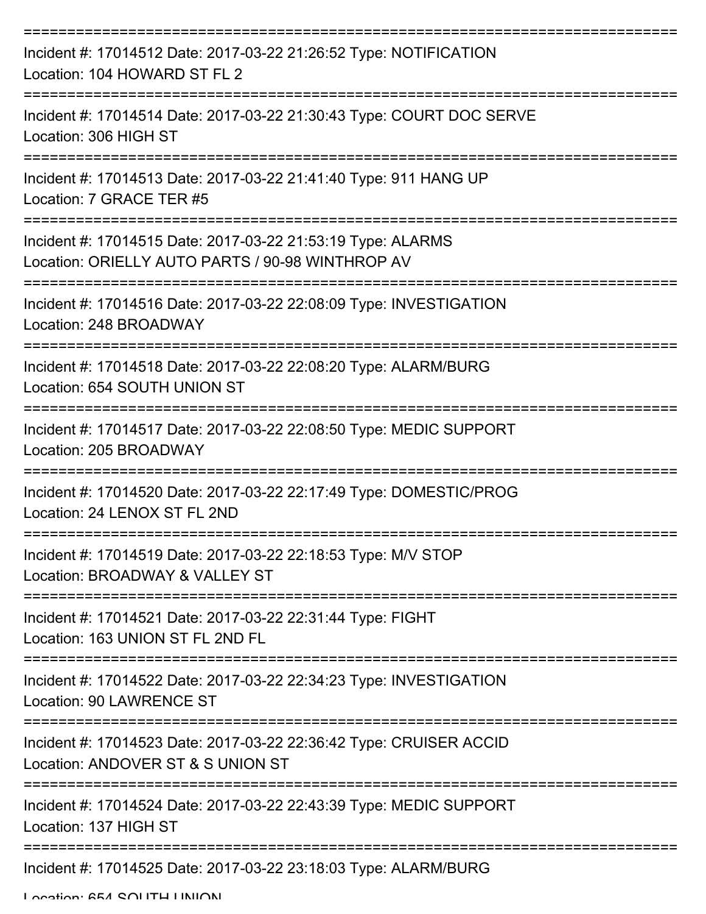===========================================================================

Incident #: 17014512 Date: 2017-03-22 21:26:52 Type: NOTIFICATION
Location: 104 HOWARD ST FL 2

===========================================================================

Incident #: 17014514 Date: 2017-03-22 21:30:43 Type: COURT DOC SERVE
Location: 306 HIGH ST

===========================================================================

Incident #: 17014513 Date: 2017-03-22 21:41:40 Type: 911 HANG UP
Location: 7 GRACE TER #5

===========================================================================

Incident #: 17014515 Date: 2017-03-22 21:53:19 Type: ALARMS
Location: ORIELLY AUTO PARTS / 90-98 WINTHROP AV

===========================================================================

Incident #: 17014516 Date: 2017-03-22 22:08:09 Type: INVESTIGATION
Location: 248 BROADWAY

===========================================================================

Incident #: 17014518 Date: 2017-03-22 22:08:20 Type: ALARM/BURG
Location: 654 SOUTH UNION ST

===========================================================================

Incident #: 17014517 Date: 2017-03-22 22:08:50 Type: MEDIC SUPPORT
Location: 205 BROADWAY

===========================================================================

Incident #: 17014520 Date: 2017-03-22 22:17:49 Type: DOMESTIC/PROG
Location: 24 LENOX ST FL 2ND

===========================================================================

Incident #: 17014519 Date: 2017-03-22 22:18:53 Type: M/V STOP
Location: BROADWAY & VALLEY ST

===========================================================================

Incident #: 17014521 Date: 2017-03-22 22:31:44 Type: FIGHT
Location: 163 UNION ST FL 2ND FL

===========================================================================

Incident #: 17014522 Date: 2017-03-22 22:34:23 Type: INVESTIGATION
Location: 90 LAWRENCE ST

===========================================================================

Incident #: 17014523 Date: 2017-03-22 22:36:42 Type: CRUISER ACCID
Location: ANDOVER ST & S UNION ST

===========================================================================

Incident #: 17014524 Date: 2017-03-22 22:43:39 Type: MEDIC SUPPORT
Location: 137 HIGH ST

===========================================================================

Incident #: 17014525 Date: 2017-03-22 23:18:03 Type: ALARM/BURG
Location: 654 SOUTH UNION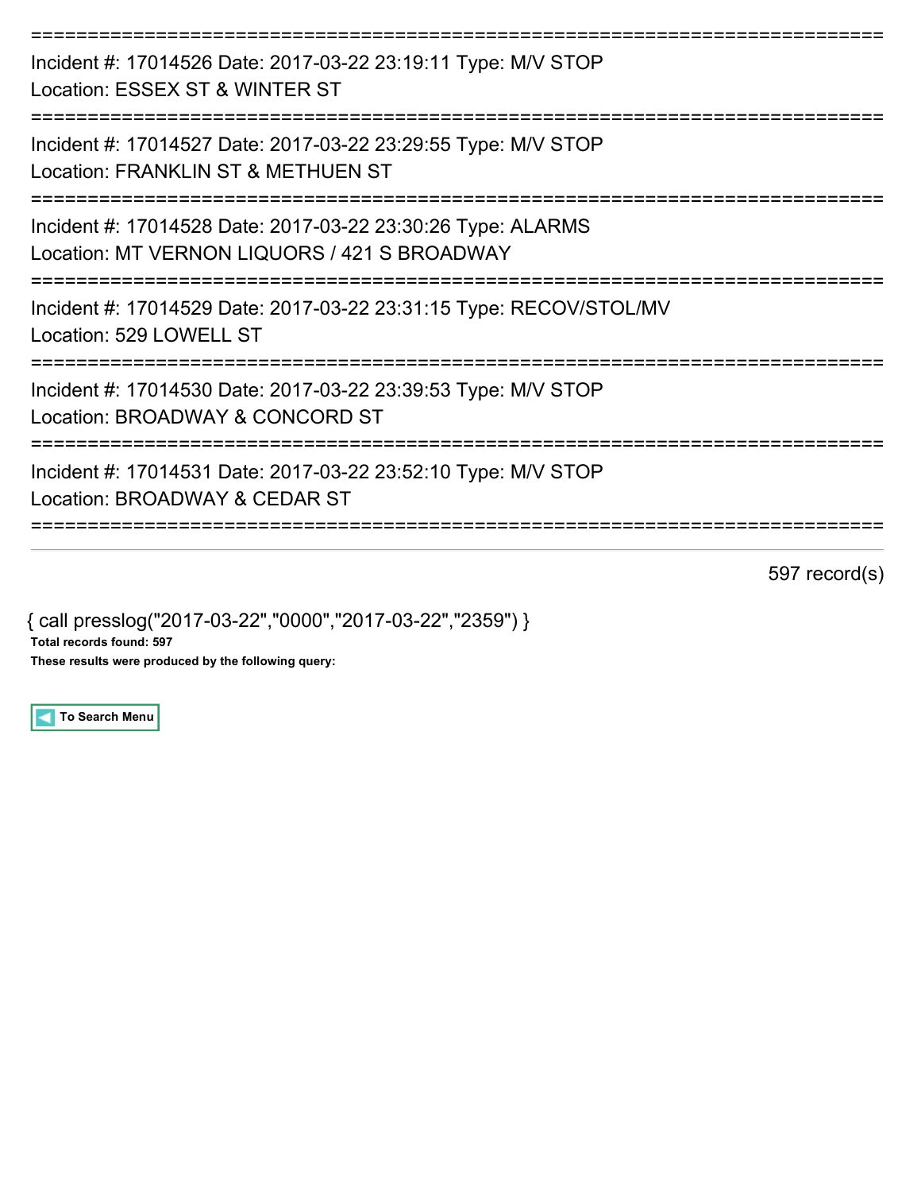===========================================================================

Incident #: 17014526 Date: 2017-03-22 23:19:11 Type: M/V STOP

Location: ESSEX ST & WINTER ST

===========================================================================

Incident #: 17014527 Date: 2017-03-22 23:29:55 Type: M/V STOP

Location: FRANKLIN ST & METHUEN ST

===========================================================================

Incident #: 17014528 Date: 2017-03-22 23:30:26 Type: ALARMS

Location: MT VERNON LIQUORS / 421 S BROADWAY

===========================================================================

Incident #: 17014529 Date: 2017-03-22 23:31:15 Type: RECOV/STOL/MV

Location: 529 LOWELL ST

===========================================================================

Incident #: 17014530 Date: 2017-03-22 23:39:53 Type: M/V STOP

Location: BROADWAY & CONCORD ST

===========================================================================

Incident #: 17014531 Date: 2017-03-22 23:52:10 Type: M/V STOP

Location: BROADWAY & CEDAR ST

===========================================================================

597 record(s)

{ call presslog("2017-03-22","0000","2017-03-22","2359") }

**Total records found: 597**

**These results were produced by the following query:**

To Search Menu